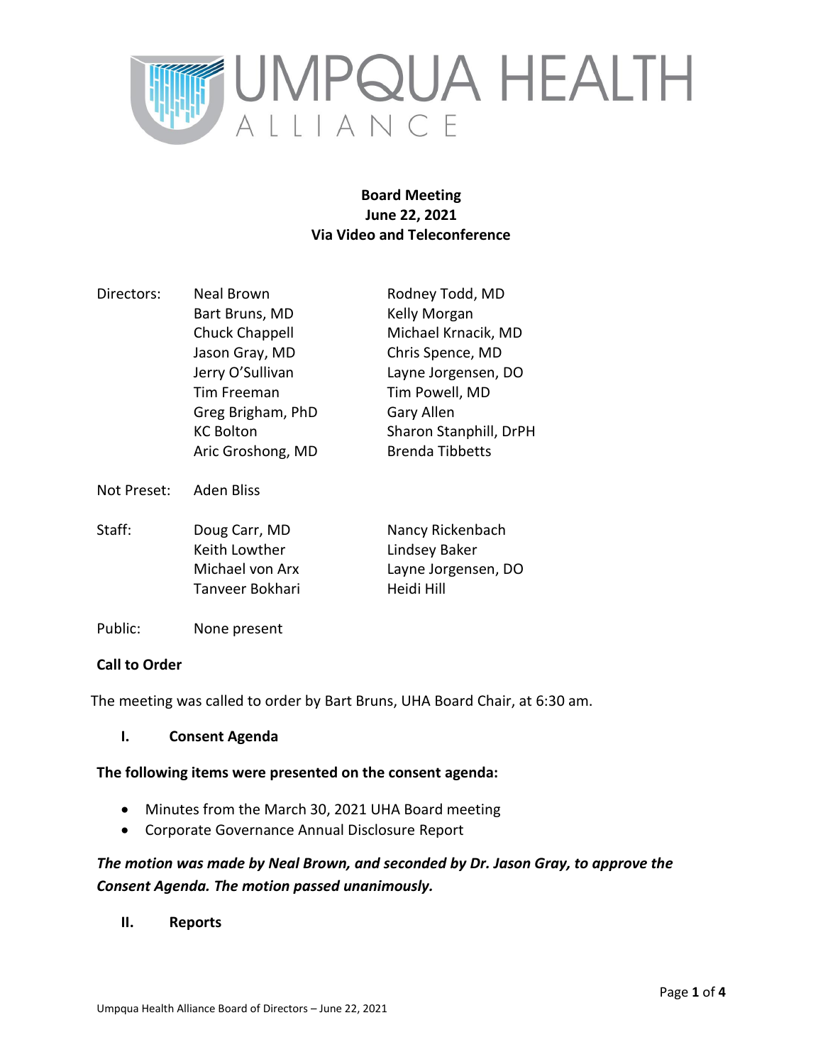UMPQUA HEALTH ALLIANCE

**Board Meeting**
**June 22, 2021**
**Via Video and Teleconference**

| | | |
|---|---|---|
| Directors: | Neal Brown | Rodney Todd, MD |
| | Bart Bruns, MD | Kelly Morgan |
| | Chuck Chappell | Michael Krnacik, MD |
| | Jason Gray, MD | Chris Spence, MD |
| | Jerry O'Sullivan | Layne Jorgensen, DO |
| | Tim Freeman | Tim Powell, MD |
| | Greg Brigham, PhD | Gary Allen |
| | KC Bolton | Sharon Stanphill, DrPH |
| | Aric Groshong, MD | Brenda Tibbetts |
| Not Preset: | Aden Bliss | |
| Staff: | Doug Carr, MD | Nancy Rickenbach |
| | Keith Lowther | Lindsey Baker |
| | Michael von Arx | Layne Jorgensen, DO |
| | Tanveer Bokhari | Heidi Hill |
| Public: | None present | |

**Call to Order**

The meeting was called to order by Bart Bruns, UHA Board Chair, at 6:30 am.

**I. Consent Agenda**

**The following items were presented on the consent agenda:**

- Minutes from the March 30, 2021 UHA Board meeting
- Corporate Governance Annual Disclosure Report

***The motion was made by Neal Brown, and seconded by Dr. Jason Gray, to approve the Consent Agenda. The motion passed unanimously.***

**II. Reports**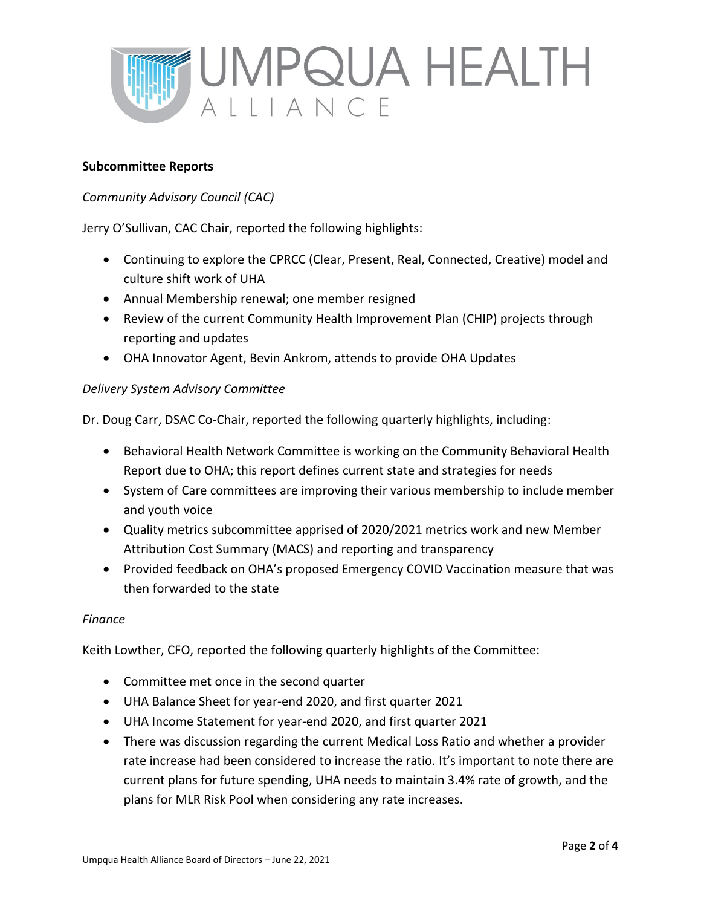**Subcommittee Reports**

*Community Advisory Council (CAC)*

Jerry O'Sullivan, CAC Chair, reported the following highlights:

- Continuing to explore the CPRCC (Clear, Present, Real, Connected, Creative) model and culture shift work of UHA
- Annual Membership renewal; one member resigned
- Review of the current Community Health Improvement Plan (CHIP) projects through reporting and updates
- OHA Innovator Agent, Bevin Ankrom, attends to provide OHA Updates

*Delivery System Advisory Committee*

Dr. Doug Carr, DSAC Co-Chair, reported the following quarterly highlights, including:

- Behavioral Health Network Committee is working on the Community Behavioral Health Report due to OHA; this report defines current state and strategies for needs
- System of Care committees are improving their various membership to include member and youth voice
- Quality metrics subcommittee apprised of 2020/2021 metrics work and new Member Attribution Cost Summary (MACS) and reporting and transparency
- Provided feedback on OHA's proposed Emergency COVID Vaccination measure that was then forwarded to the state

*Finance*

Keith Lowther, CFO, reported the following quarterly highlights of the Committee:

- Committee met once in the second quarter
- UHA Balance Sheet for year-end 2020, and first quarter 2021
- UHA Income Statement for year-end 2020, and first quarter 2021
- There was discussion regarding the current Medical Loss Ratio and whether a provider rate increase had been considered to increase the ratio. It's important to note there are current plans for future spending, UHA needs to maintain 3.4% rate of growth, and the plans for MLR Risk Pool when considering any rate increases.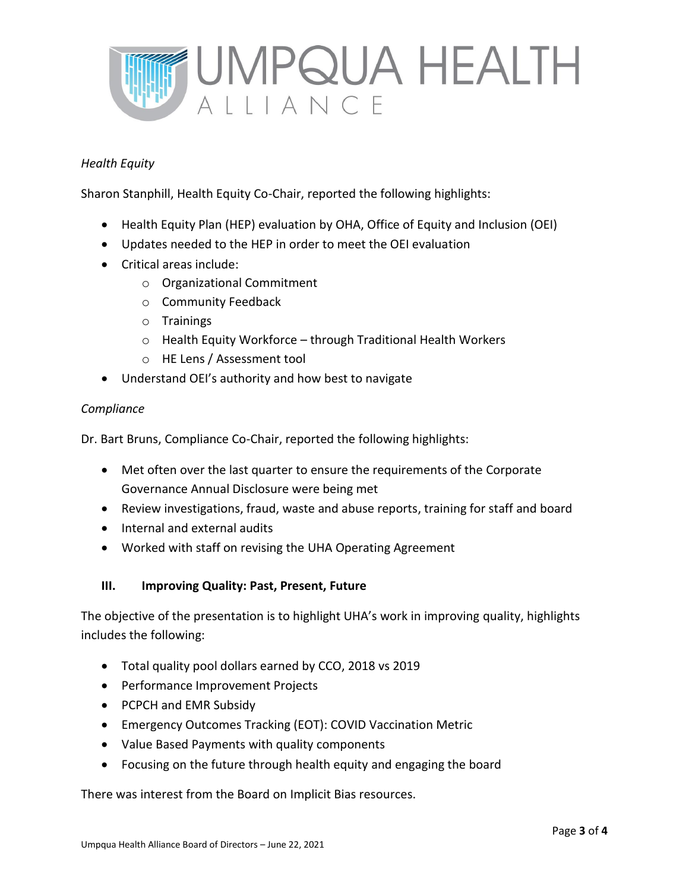*Health Equity*

Sharon Stanphill, Health Equity Co-Chair, reported the following highlights:

- Health Equity Plan (HEP) evaluation by OHA, Office of Equity and Inclusion (OEI)
- Updates needed to the HEP in order to meet the OEI evaluation
- Critical areas include:
  - Organizational Commitment
  - Community Feedback
  - Trainings
  - Health Equity Workforce – through Traditional Health Workers
  - HE Lens / Assessment tool
- Understand OEI's authority and how best to navigate

*Compliance*

Dr. Bart Bruns, Compliance Co-Chair, reported the following highlights:

- Met often over the last quarter to ensure the requirements of the Corporate Governance Annual Disclosure were being met
- Review investigations, fraud, waste and abuse reports, training for staff and board
- Internal and external audits
- Worked with staff on revising the UHA Operating Agreement

### III. Improving Quality: Past, Present, Future

The objective of the presentation is to highlight UHA's work in improving quality, highlights includes the following:

- Total quality pool dollars earned by CCO, 2018 vs 2019
- Performance Improvement Projects
- PCPCH and EMR Subsidy
- Emergency Outcomes Tracking (EOT): COVID Vaccination Metric
- Value Based Payments with quality components
- Focusing on the future through health equity and engaging the board

There was interest from the Board on Implicit Bias resources.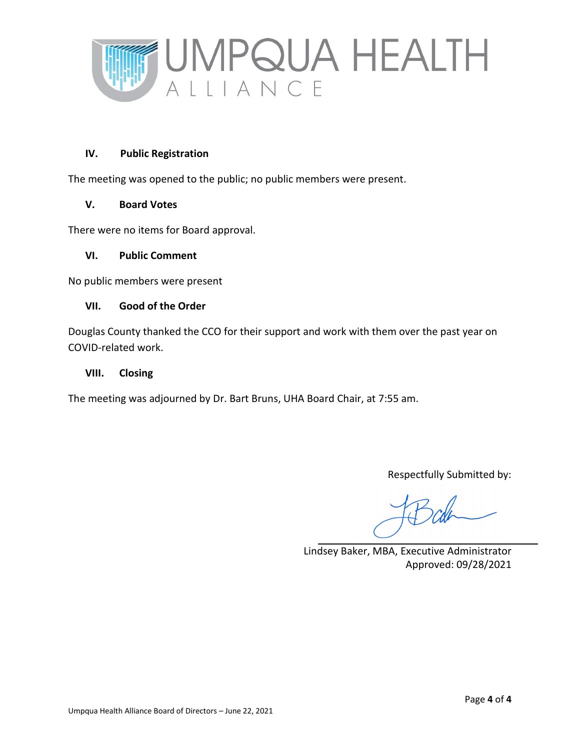### IV. Public Registration

The meeting was opened to the public; no public members were present.

### V. Board Votes

There were no items for Board approval.

### VI. Public Comment

No public members were present

### VII. Good of the Order

Douglas County thanked the CCO for their support and work with them over the past year on COVID-related work.

### VIII. Closing

The meeting was adjourned by Dr. Bart Bruns, UHA Board Chair, at 7:55 am.

Respectfully Submitted by:

Lindsey Baker, MBA, Executive Administrator
Approved: 09/28/2021